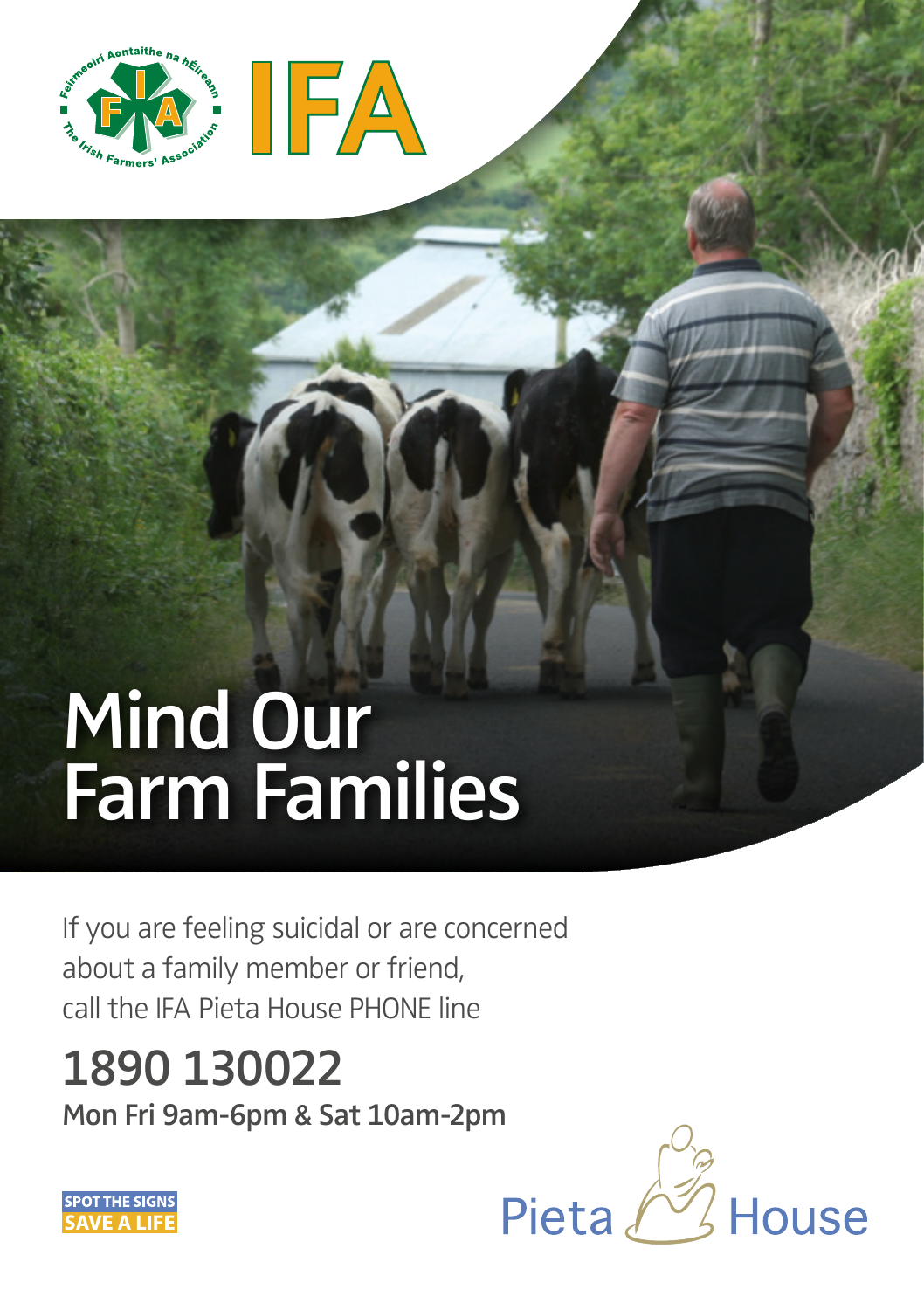Feirmeoirí Aontaithe na hÉireann

The Irish Farmers' Association

IFA

# Mind Our Farm Families

If you are feeling suicidal or are concerned about a family member or friend, call the IFA Pieta House PHONE line

## 1890 130022

**Mon Fri 9am-6pm & Sat 10am-2pm**

SPOT THE SIGNS
SAVE A LIFE

Pieta House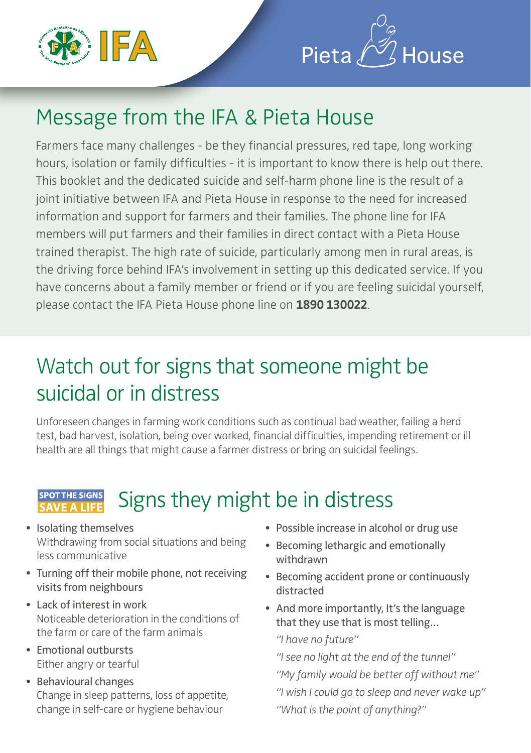## Message from the IFA & Pieta House

Farmers face many challenges - be they financial pressures, red tape, long working hours, isolation or family difficulties - it is important to know there is help out there. This booklet and the dedicated suicide and self-harm phone line is the result of a joint initiative between IFA and Pieta House in response to the need for increased information and support for farmers and their families. The phone line for IFA members will put farmers and their families in direct contact with a Pieta House trained therapist. The high rate of suicide, particularly among men in rural areas, is the driving force behind IFA's involvement in setting up this dedicated service. If you have concerns about a family member or friend or if you are feeling suicidal yourself, please contact the IFA Pieta House phone line on **1890 130022**.

## Watch out for signs that someone might be suicidal or in distress

Unforeseen changes in farming work conditions such as continual bad weather, failing a herd test, bad harvest, isolation, being over worked, financial difficulties, impending retirement or ill health are all things that might cause a farmer distress or bring on suicidal feelings.

### SPOT THE SIGNS SAVE A LIFE — Signs they might be in distress

- Isolating themselves
  Withdrawing from social situations and being less communicative
- Turning off their mobile phone, not receiving visits from neighbours
- Lack of interest in work
  Noticeable deterioration in the conditions of the farm or care of the farm animals
- Emotional outbursts
  Either angry or tearful
- Behavioural changes
  Change in sleep patterns, loss of appetite, change in self-care or hygiene behaviour
- Possible increase in alcohol or drug use
- Becoming lethargic and emotionally withdrawn
- Becoming accident prone or continuously distracted
- And more importantly, It's the language that they use that is most telling...

  *"I have no future"*

  *"I see no light at the end of the tunnel"*

  *"My family would be better off without me"*

  *"I wish I could go to sleep and never wake up"*

  *"What is the point of anything?"*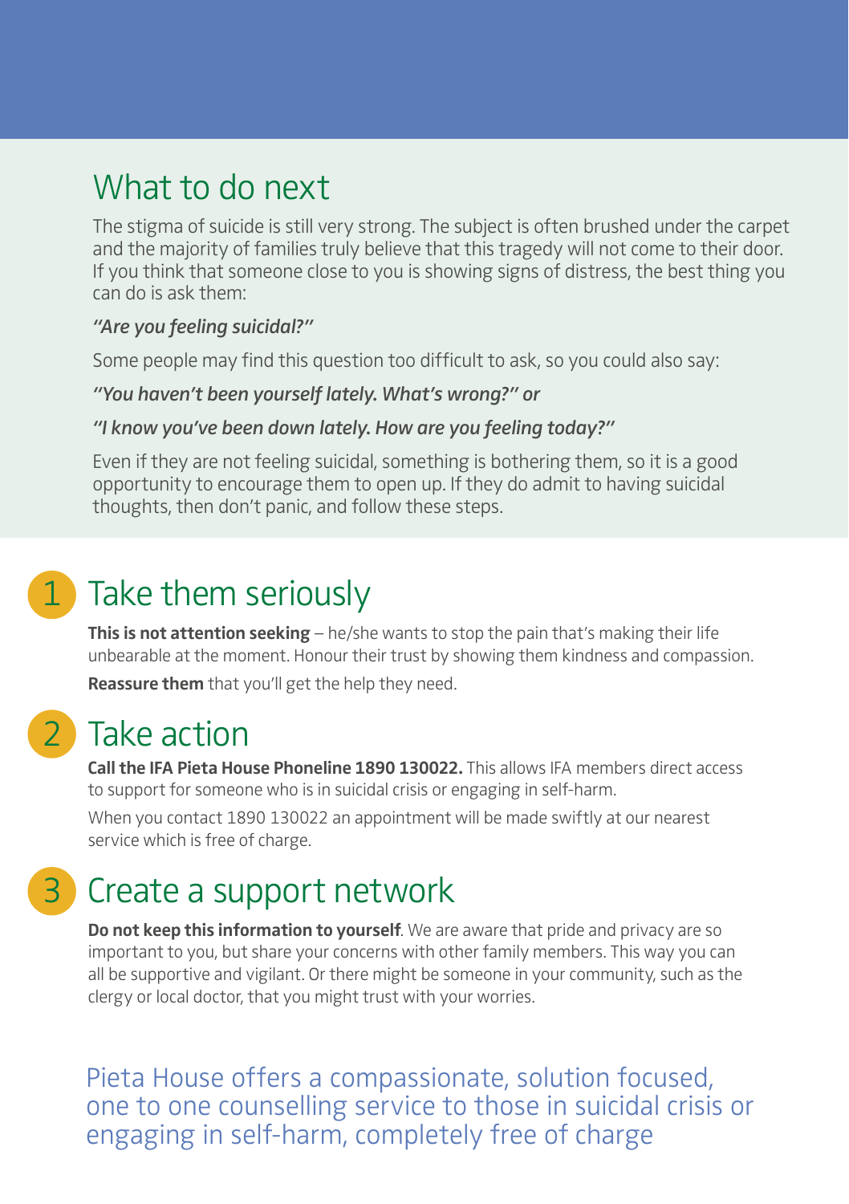## What to do next

The stigma of suicide is still very strong. The subject is often brushed under the carpet and the majority of families truly believe that this tragedy will not come to their door. If you think that someone close to you is showing signs of distress, the best thing you can do is ask them:

***"Are you feeling suicidal?"***

Some people may find this question too difficult to ask, so you could also say:

***"You haven't been yourself lately. What's wrong?" or***

***"I know you've been down lately. How are you feeling today?"***

Even if they are not feeling suicidal, something is bothering them, so it is a good opportunity to encourage them to open up. If they do admit to having suicidal thoughts, then don't panic, and follow these steps.

## 1 Take them seriously

**This is not attention seeking** – he/she wants to stop the pain that's making their life unbearable at the moment. Honour their trust by showing them kindness and compassion.

**Reassure them** that you'll get the help they need.

## 2 Take action

**Call the IFA Pieta House Phoneline 1890 130022.** This allows IFA members direct access to support for someone who is in suicidal crisis or engaging in self-harm.

When you contact 1890 130022 an appointment will be made swiftly at our nearest service which is free of charge.

## 3 Create a support network

**Do not keep this information to yourself**. We are aware that pride and privacy are so important to you, but share your concerns with other family members. This way you can all be supportive and vigilant. Or there might be someone in your community, such as the clergy or local doctor, that you might trust with your worries.

Pieta House offers a compassionate, solution focused, one to one counselling service to those in suicidal crisis or engaging in self-harm, completely free of charge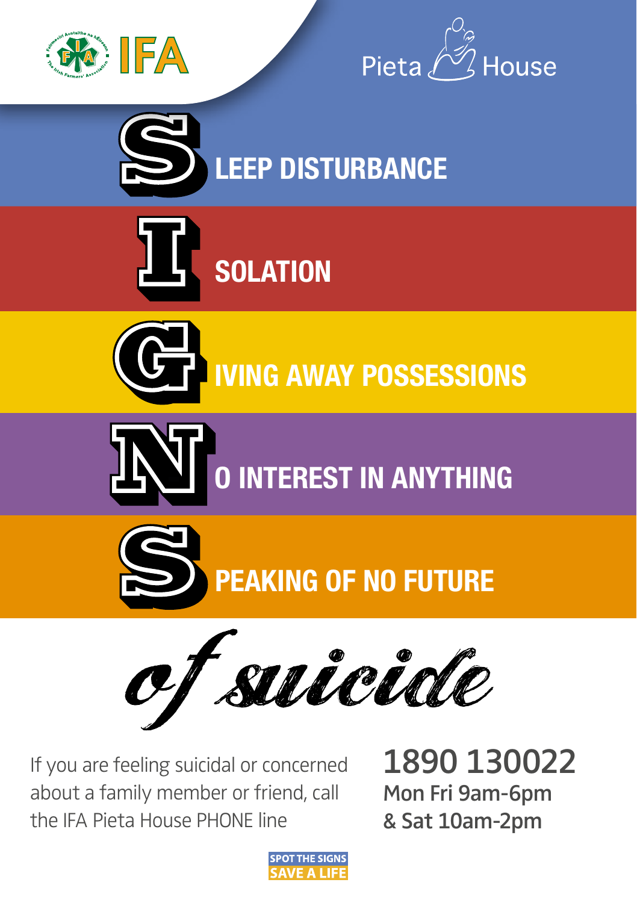IFA

Pieta House

# SIGNS

**S**LEEP DISTURBANCE

**I**SOLATION

**G**IVING AWAY POSSESSIONS

**N**O INTEREST IN ANYTHING

**S**PEAKING OF NO FUTURE

*of suicide*

If you are feeling suicidal or concerned about a family member or friend, call the IFA Pieta House PHONE line

**1890 130022**

**Mon Fri 9am-6pm**
**& Sat 10am-2pm**

SPOT THE SIGNS
SAVE A LIFE